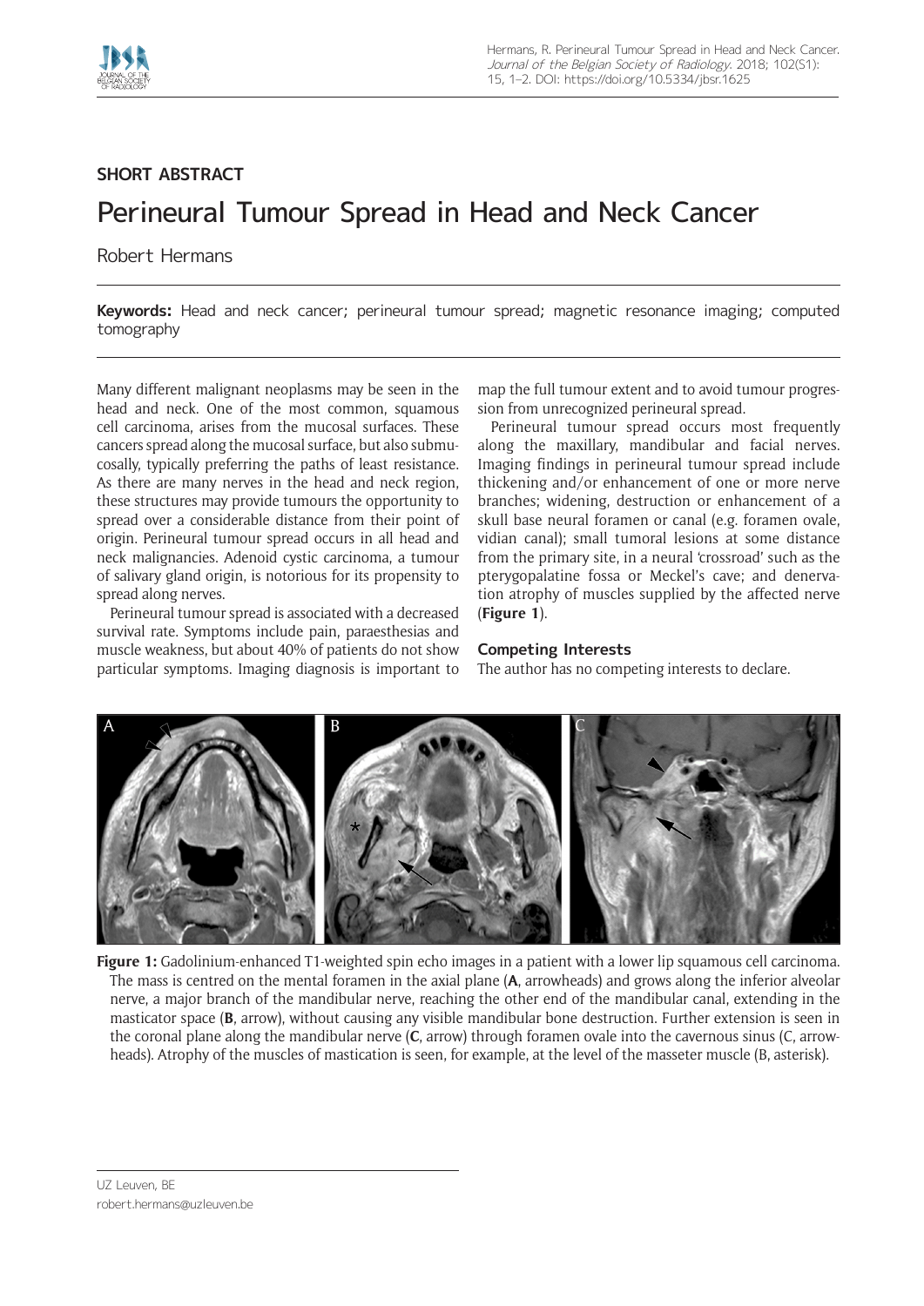SHORT ABSTRACT

# Perineural Tumour Spread in Head and Neck Cancer

Robert Hermans

**Keywords:** Head and neck cancer; perineural tumour spread; magnetic resonance imaging; computed tomography

Many different malignant neoplasms may be seen in the head and neck. One of the most common, squamous cell carcinoma, arises from the mucosal surfaces. These cancers spread along the mucosal surface, but also submucosally, typically preferring the paths of least resistance. As there are many nerves in the head and neck region, these structures may provide tumours the opportunity to spread over a considerable distance from their point of origin. Perineural tumour spread occurs in all head and neck malignancies. Adenoid cystic carcinoma, a tumour of salivary gland origin, is notorious for its propensity to spread along nerves.

Perineural tumour spread is associated with a decreased survival rate. Symptoms include pain, paraesthesias and muscle weakness, but about 40% of patients do not show particular symptoms. Imaging diagnosis is important to map the full tumour extent and to avoid tumour progression from unrecognized perineural spread.

Perineural tumour spread occurs most frequently along the maxillary, mandibular and facial nerves. Imaging findings in perineural tumour spread include thickening and/or enhancement of one or more nerve branches; widening, destruction or enhancement of a skull base neural foramen or canal (e.g. foramen ovale, vidian canal); small tumoral lesions at some distance from the primary site, in a neural 'crossroad' such as the pterygopalatine fossa or Meckel's cave; and denervation atrophy of muscles supplied by the affected nerve (**Figure 1**).

## Competing Interests

The author has no competing interests to declare.

**Figure 1:** Gadolinium-enhanced T1-weighted spin echo images in a patient with a lower lip squamous cell carcinoma. The mass is centred on the mental foramen in the axial plane (**A**, arrowheads) and grows along the inferior alveolar nerve, a major branch of the mandibular nerve, reaching the other end of the mandibular canal, extending in the masticator space (**B**, arrow), without causing any visible mandibular bone destruction. Further extension is seen in the coronal plane along the mandibular nerve (**C**, arrow) through foramen ovale into the cavernous sinus (C, arrowheads). Atrophy of the muscles of mastication is seen, for example, at the level of the masseter muscle (B, asterisk).

UZ Leuven, BE

robert.hermans@uzleuven.be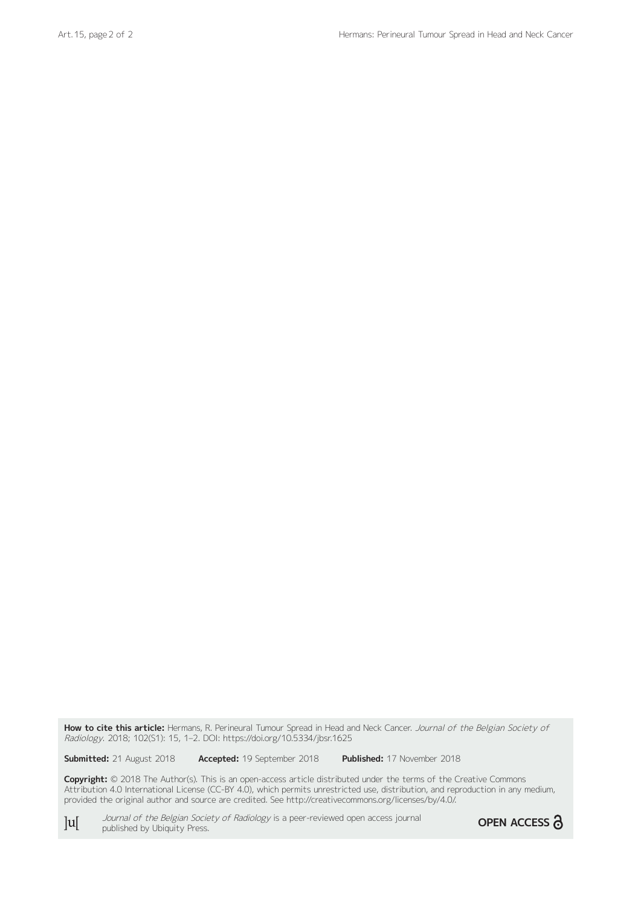**How to cite this article:** Hermans, R. Perineural Tumour Spread in Head and Neck Cancer. *Journal of the Belgian Society of Radiology*. 2018; 102(S1): 15, 1–2. DOI: https://doi.org/10.5334/jbsr.1625

**Submitted:** 21 August 2018 **Accepted:** 19 September 2018 **Published:** 17 November 2018

**Copyright:** © 2018 The Author(s). This is an open-access article distributed under the terms of the Creative Commons Attribution 4.0 International License (CC-BY 4.0), which permits unrestricted use, distribution, and reproduction in any medium, provided the original author and source are credited. See http://creativecommons.org/licenses/by/4.0/.

*Journal of the Belgian Society of Radiology* is a peer-reviewed open access journal published by Ubiquity Press.

OPEN ACCESS